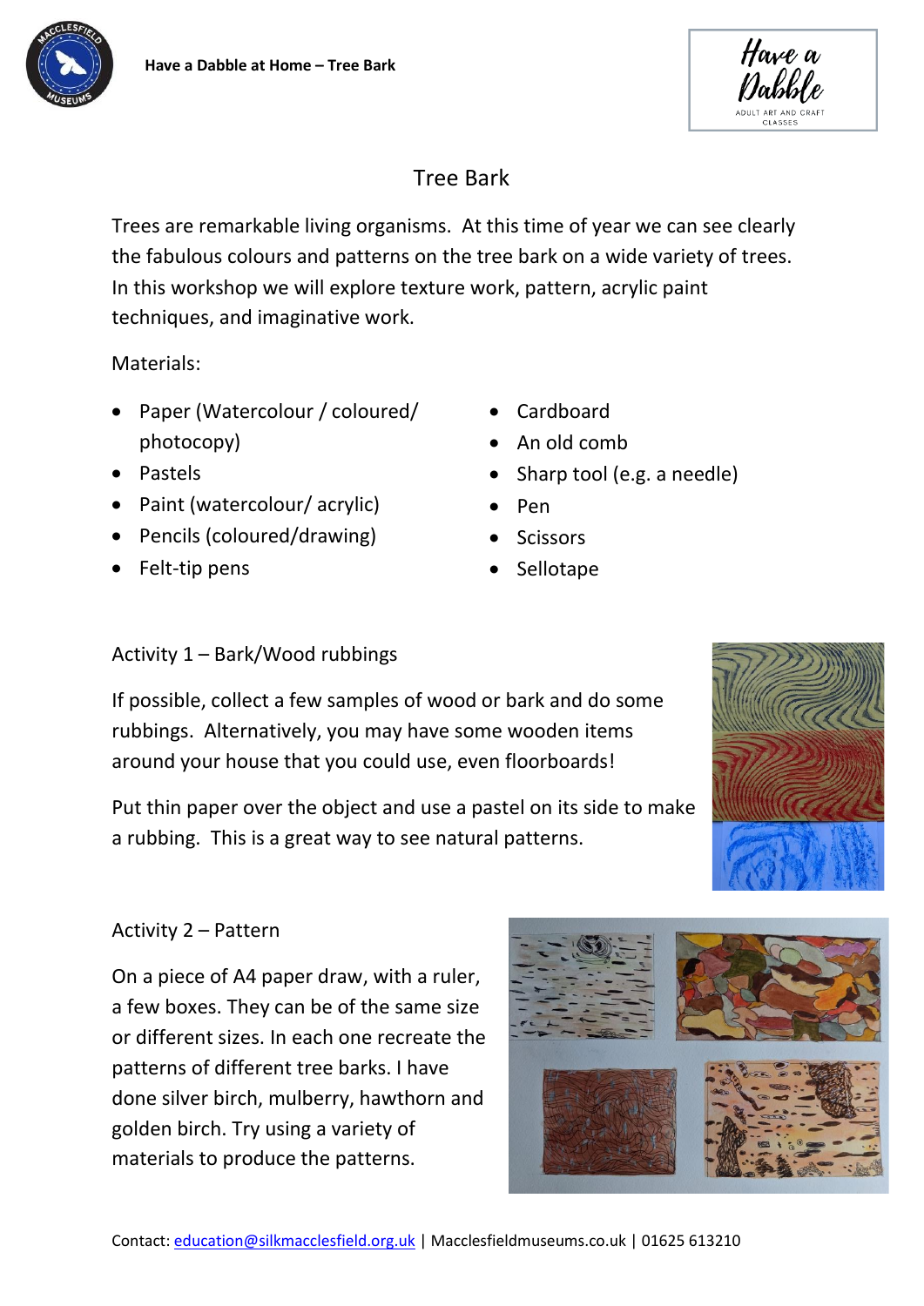# Tree Bark

Trees are remarkable living organisms. At this time of year we can see clearly the fabulous colours and patterns on the tree bark on a wide variety of trees. In this workshop we will explore texture work, pattern, acrylic paint techniques, and imaginative work.

Materials:

- Paper (Watercolour / coloured/ photocopy)
- Pastels
- Paint (watercolour/ acrylic)
- Pencils (coloured/drawing)
- Felt-tip pens
- Cardboard
- An old comb
- Sharp tool (e.g. a needle)
- Pen
- Scissors
- Sellotape

## Activity 1 – Bark/Wood rubbings

If possible, collect a few samples of wood or bark and do some rubbings. Alternatively, you may have some wooden items around your house that you could use, even floorboards!

Put thin paper over the object and use a pastel on its side to make a rubbing. This is a great way to see natural patterns.

## Activity 2 – Pattern

On a piece of A4 paper draw, with a ruler, a few boxes. They can be of the same size or different sizes. In each one recreate the patterns of different tree barks. I have done silver birch, mulberry, hawthorn and golden birch. Try using a variety of materials to produce the patterns.

Contact: education@silkmacclesfield.org.uk | Macclesfieldmuseums.co.uk | 01625 613210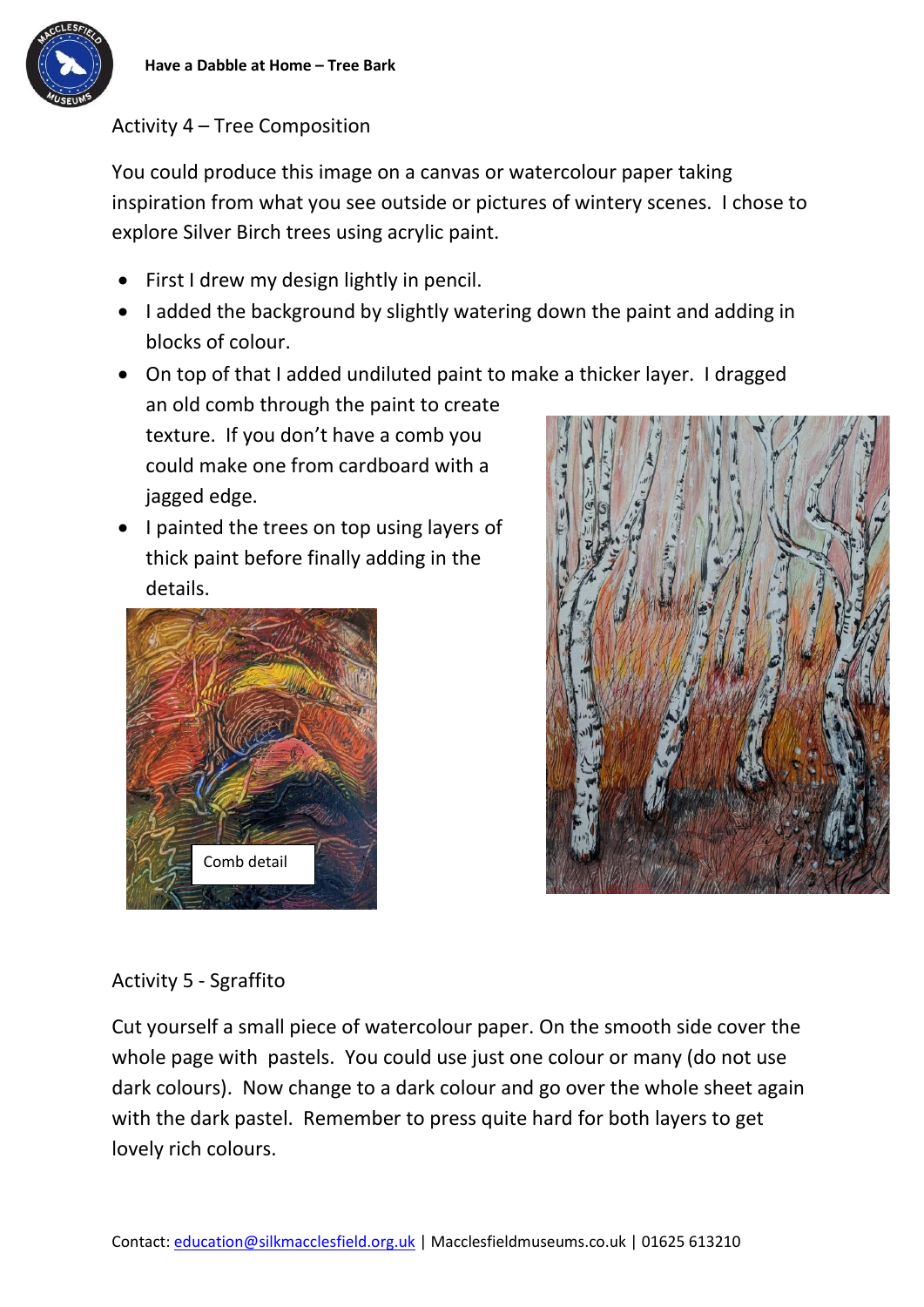## Activity 4 – Tree Composition

You could produce this image on a canvas or watercolour paper taking inspiration from what you see outside or pictures of wintery scenes. I chose to explore Silver Birch trees using acrylic paint.

- First I drew my design lightly in pencil.
- I added the background by slightly watering down the paint and adding in blocks of colour.
- On top of that I added undiluted paint to make a thicker layer. I dragged an old comb through the paint to create texture. If you don't have a comb you could make one from cardboard with a jagged edge.
- I painted the trees on top using layers of thick paint before finally adding in the details.

Comb detail

## Activity 5 - Sgraffito

Cut yourself a small piece of watercolour paper. On the smooth side cover the whole page with pastels. You could use just one colour or many (do not use dark colours). Now change to a dark colour and go over the whole sheet again with the dark pastel. Remember to press quite hard for both layers to get lovely rich colours.

Contact: education@silkmacclesfield.org.uk | Macclesfieldmuseums.co.uk | 01625 613210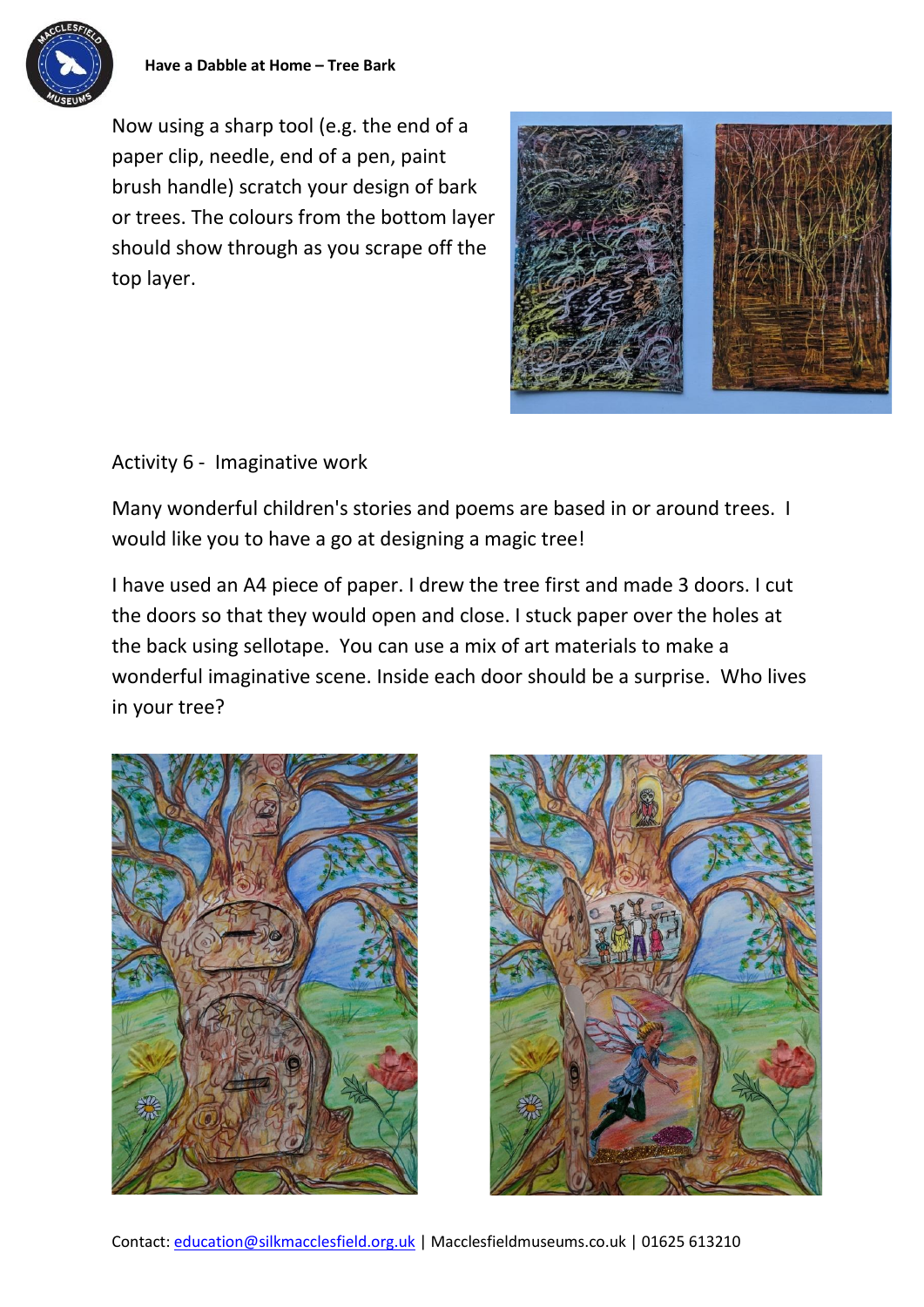Now using a sharp tool (e.g. the end of a paper clip, needle, end of a pen, paint brush handle) scratch your design of bark or trees. The colours from the bottom layer should show through as you scrape off the top layer.

Activity 6 - Imaginative work

Many wonderful children's stories and poems are based in or around trees. I would like you to have a go at designing a magic tree!

I have used an A4 piece of paper. I drew the tree first and made 3 doors. I cut the doors so that they would open and close. I stuck paper over the holes at the back using sellotape. You can use a mix of art materials to make a wonderful imaginative scene. Inside each door should be a surprise. Who lives in your tree?

Contact: education@silkmacclesfield.org.uk | Macclesfieldmuseums.co.uk | 01625 613210